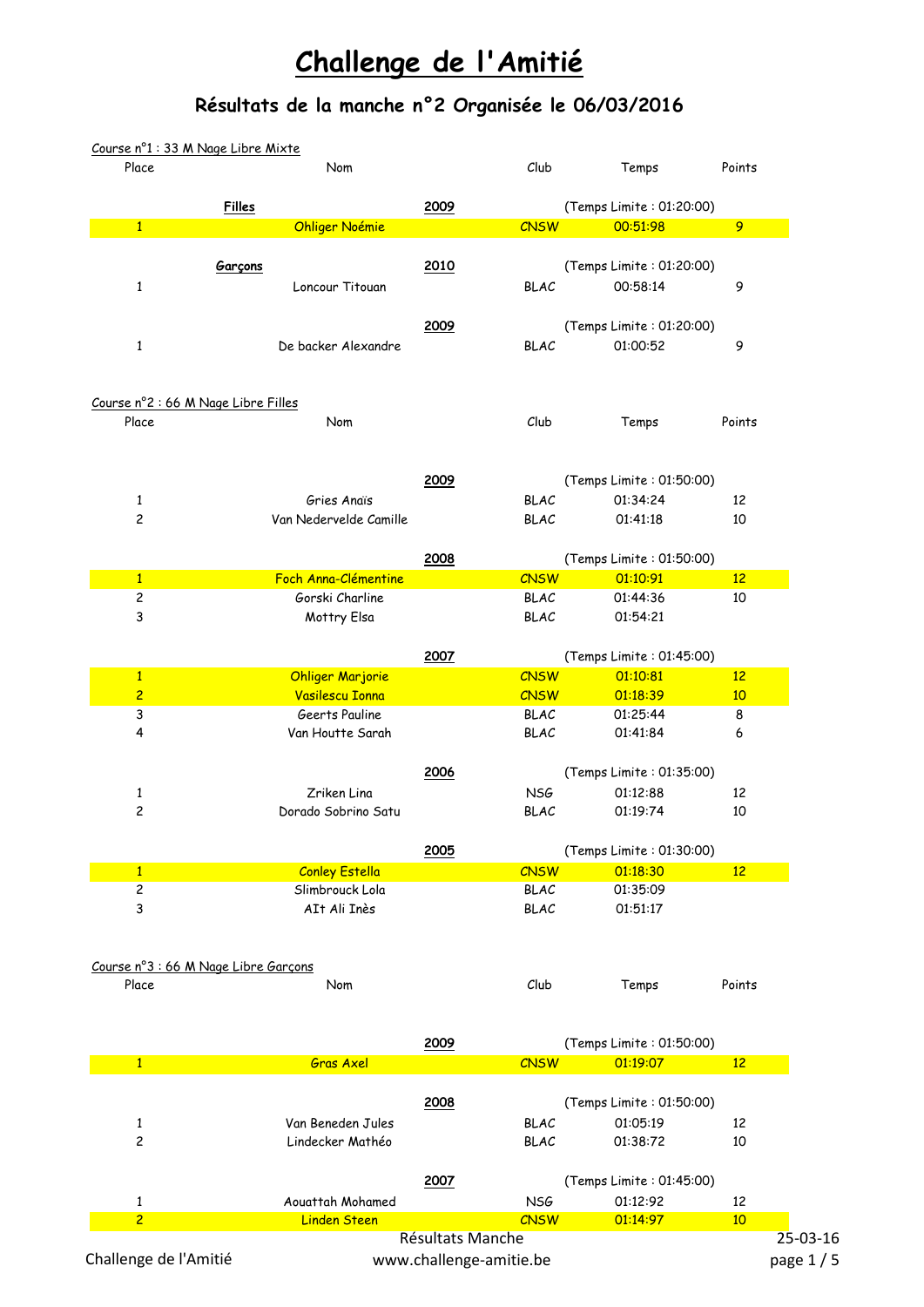# Challenge de l'Amitié

## Résultats de la manche n°2 Organisée le 06/03/2016

Course n°1 : 33 M Nage Libre Mixte

| Place | Nom | | Club | Temps | Points |
|---|---|---|---|---|---|
| | **Filles** | **2009** | | (Temps Limite : 01:20:00) | |
| 1 | Ohliger Noémie | | CNSW | 00:51:98 | 9 |
| | **Garçons** | **2010** | | (Temps Limite : 01:20:00) | |
| 1 | Loncour Titouan | | BLAC | 00:58:14 | 9 |
| | | **2009** | | (Temps Limite : 01:20:00) | |
| 1 | De backer Alexandre | | BLAC | 01:00:52 | 9 |

Course n°2 : 66 M Nage Libre Filles

| Place | Nom | | Club | Temps | Points |
|---|---|---|---|---|---|
| | | **2009** | | (Temps Limite : 01:50:00) | |
| 1 | Gries Anaïs | | BLAC | 01:34:24 | 12 |
| 2 | Van Nedervelde Camille | | BLAC | 01:41:18 | 10 |
| | | **2008** | | (Temps Limite : 01:50:00) | |
| 1 | Foch Anna-Clémentine | | CNSW | 01:10:91 | 12 |
| 2 | Gorski Charline | | BLAC | 01:44:36 | 10 |
| 3 | Mottry Elsa | | BLAC | 01:54:21 | |
| | | **2007** | | (Temps Limite : 01:45:00) | |
| 1 | Ohliger Marjorie | | CNSW | 01:10:81 | 12 |
| 2 | Vasilescu Ionna | | CNSW | 01:18:39 | 10 |
| 3 | Geerts Pauline | | BLAC | 01:25:44 | 8 |
| 4 | Van Houtte Sarah | | BLAC | 01:41:84 | 6 |
| | | **2006** | | (Temps Limite : 01:35:00) | |
| 1 | Zriken Lina | | NSG | 01:12:88 | 12 |
| 2 | Dorado Sobrino Satu | | BLAC | 01:19:74 | 10 |
| | | **2005** | | (Temps Limite : 01:30:00) | |
| 1 | Conley Estella | | CNSW | 01:18:30 | 12 |
| 2 | Slimbrouck Lola | | BLAC | 01:35:09 | |
| 3 | AIt Ali Inès | | BLAC | 01:51:17 | |

Course n°3 : 66 M Nage Libre Garçons

| Place | Nom | | Club | Temps | Points |
|---|---|---|---|---|---|
| | | **2009** | | (Temps Limite : 01:50:00) | |
| 1 | Gras Axel | | CNSW | 01:19:07 | 12 |
| | | **2008** | | (Temps Limite : 01:50:00) | |
| 1 | Van Beneden Jules | | BLAC | 01:05:19 | 12 |
| 2 | Lindecker Mathéo | | BLAC | 01:38:72 | 10 |
| | | **2007** | | (Temps Limite : 01:45:00) | |
| 1 | Aouattah Mohamed | | NSG | 01:12:92 | 12 |
| 2 | Linden Steen | | CNSW | 01:14:97 | 10 |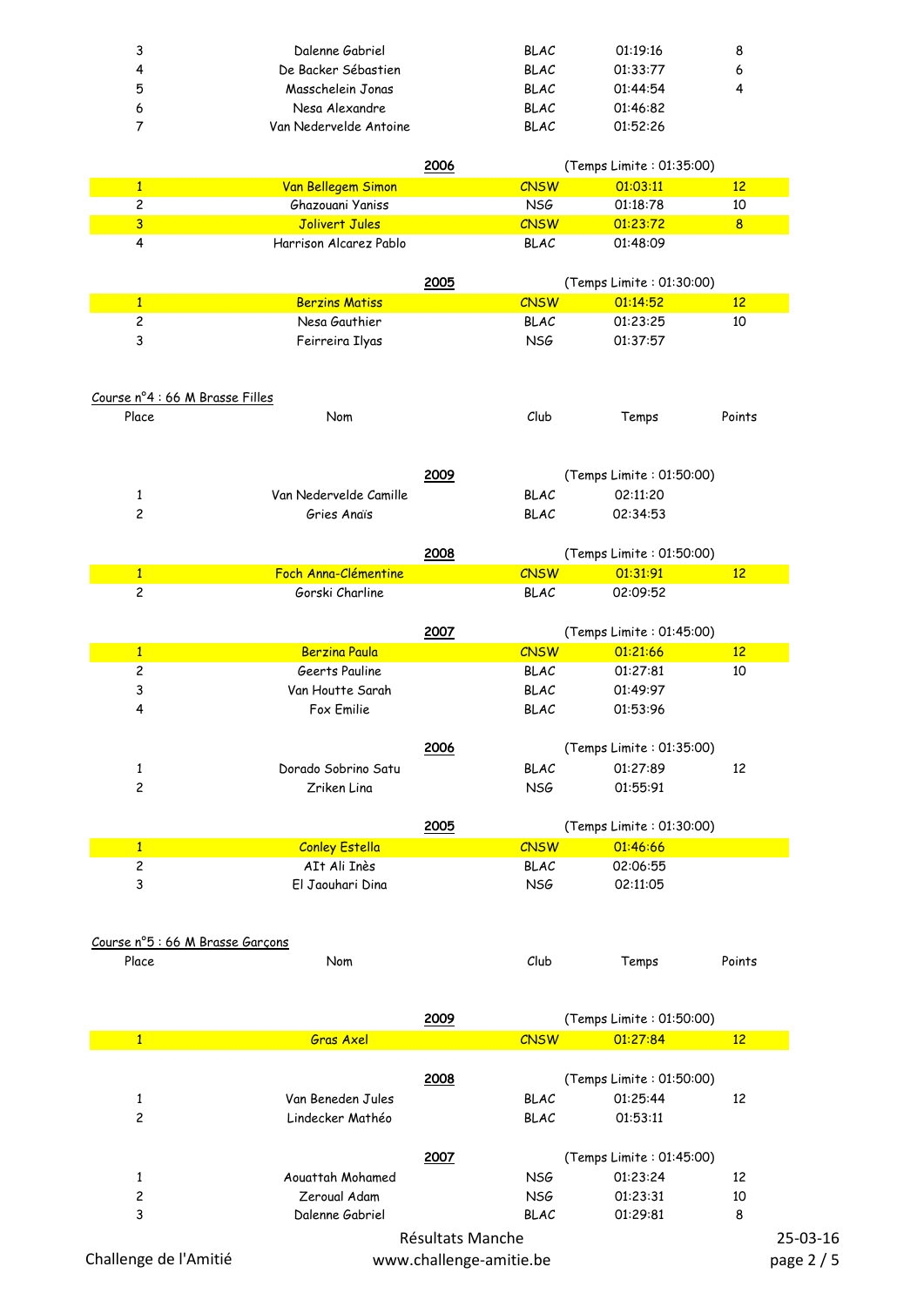| Place | Nom | Club | Temps | Points |
|---|---|---|---|---|
| 3 | Dalenne Gabriel | BLAC | 01:19:16 | 8 |
| 4 | De Backer Sébastien | BLAC | 01:33:77 | 6 |
| 5 | Masschelein Jonas | BLAC | 01:44:54 | 4 |
| 6 | Nesa Alexandre | BLAC | 01:46:82 | |
| 7 | Van Nedervelde Antoine | BLAC | 01:52:26 | |

**2006** (Temps Limite : 01:35:00)

| Place | Nom | Club | Temps | Points |
|---|---|---|---|---|
| 1 | Van Bellegem Simon | CNSW | 01:03:11 | 12 |
| 2 | Ghazouani Yaniss | NSG | 01:18:78 | 10 |
| 3 | Jolivert Jules | CNSW | 01:23:72 | 8 |
| 4 | Harrison Alcarez Pablo | BLAC | 01:48:09 | |

**2005** (Temps Limite : 01:30:00)

| Place | Nom | Club | Temps | Points |
|---|---|---|---|---|
| 1 | Berzins Matiss | CNSW | 01:14:52 | 12 |
| 2 | Nesa Gauthier | BLAC | 01:23:25 | 10 |
| 3 | Feirreira Ilyas | NSG | 01:37:57 | |

## Course n°4 : 66 M Brasse Filles

**2009** (Temps Limite : 01:50:00)

| Place | Nom | Club | Temps | Points |
|---|---|---|---|---|
| 1 | Van Nedervelde Camille | BLAC | 02:11:20 | |
| 2 | Gries Anaïs | BLAC | 02:34:53 | |

**2008** (Temps Limite : 01:50:00)

| Place | Nom | Club | Temps | Points |
|---|---|---|---|---|
| 1 | Foch Anna-Clémentine | CNSW | 01:31:91 | 12 |
| 2 | Gorski Charline | BLAC | 02:09:52 | |

**2007** (Temps Limite : 01:45:00)

| Place | Nom | Club | Temps | Points |
|---|---|---|---|---|
| 1 | Berzina Paula | CNSW | 01:21:66 | 12 |
| 2 | Geerts Pauline | BLAC | 01:27:81 | 10 |
| 3 | Van Houtte Sarah | BLAC | 01:49:97 | |
| 4 | Fox Emilie | BLAC | 01:53:96 | |

**2006** (Temps Limite : 01:35:00)

| Place | Nom | Club | Temps | Points |
|---|---|---|---|---|
| 1 | Dorado Sobrino Satu | BLAC | 01:27:89 | 12 |
| 2 | Zriken Lina | NSG | 01:55:91 | |

**2005** (Temps Limite : 01:30:00)

| Place | Nom | Club | Temps | Points |
|---|---|---|---|---|
| 1 | Conley Estella | CNSW | 01:46:66 | |
| 2 | AIt Ali Inès | BLAC | 02:06:55 | |
| 3 | El Jaouhari Dina | NSG | 02:11:05 | |

## Course n°5 : 66 M Brasse Garçons

**2009** (Temps Limite : 01:50:00)

| Place | Nom | Club | Temps | Points |
|---|---|---|---|---|
| 1 | Gras Axel | CNSW | 01:27:84 | 12 |

**2008** (Temps Limite : 01:50:00)

| Place | Nom | Club | Temps | Points |
|---|---|---|---|---|
| 1 | Van Beneden Jules | BLAC | 01:25:44 | 12 |
| 2 | Lindecker Mathéo | BLAC | 01:53:11 | |

**2007** (Temps Limite : 01:45:00)

| Place | Nom | Club | Temps | Points |
|---|---|---|---|---|
| 1 | Aouattah Mohamed | NSG | 01:23:24 | 12 |
| 2 | Zeroual Adam | NSG | 01:23:31 | 10 |
| 3 | Dalenne Gabriel | BLAC | 01:29:81 | 8 |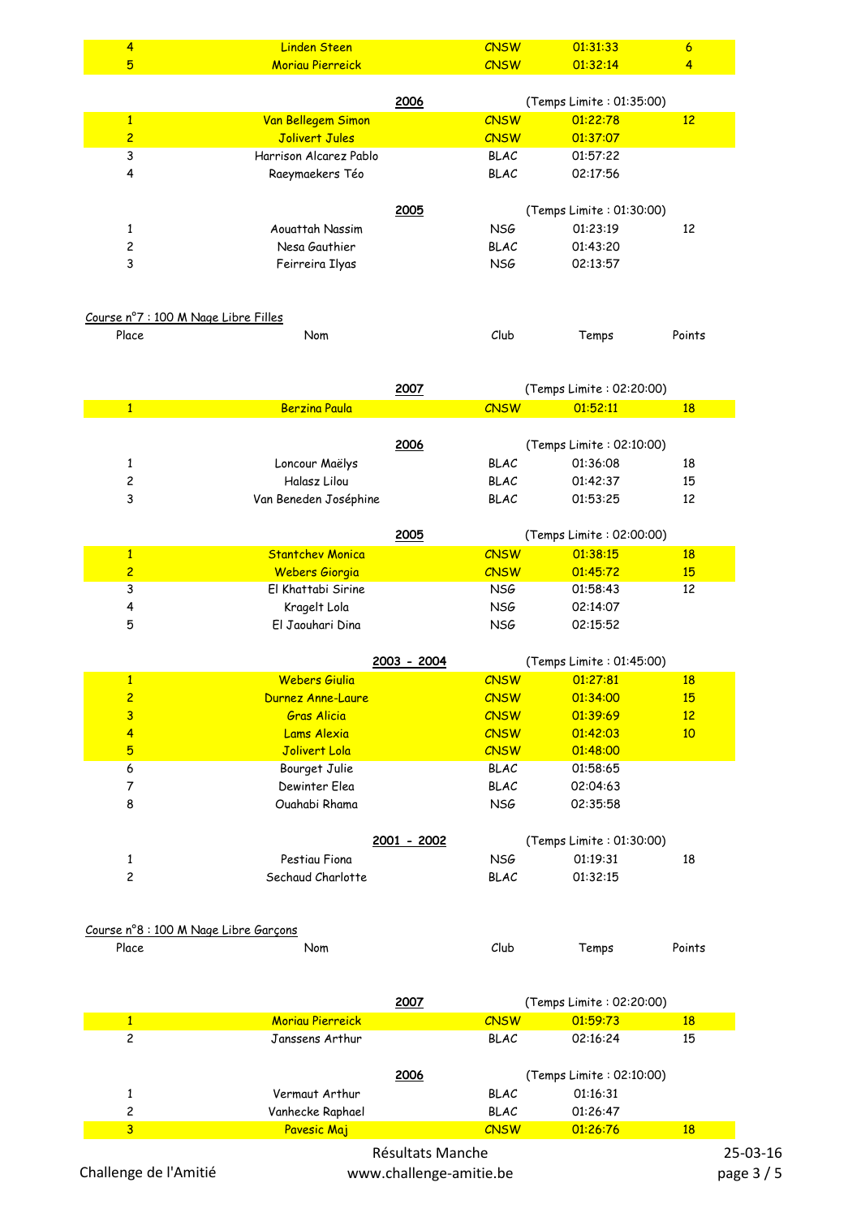| 4 | Linden Steen | CNSW | 01:31:33 | 6 |
|---|---|---|---|---|
| 5 | Moriau Pierreick | CNSW | 01:32:14 | 4 |

**2006** (Temps Limite : 01:35:00)

| | | | | |
|---|---|---|---|---|
| 1 | Van Bellegem Simon | CNSW | 01:22:78 | 12 |
| 2 | Jolivert Jules | CNSW | 01:37:07 | |
| 3 | Harrison Alcarez Pablo | BLAC | 01:57:22 | |
| 4 | Raeymaekers Téo | BLAC | 02:17:56 | |

**2005** (Temps Limite : 01:30:00)

| | | | | |
|---|---|---|---|---|
| 1 | Aouattah Nassim | NSG | 01:23:19 | 12 |
| 2 | Nesa Gauthier | BLAC | 01:43:20 | |
| 3 | Feirreira Ilyas | NSG | 02:13:57 | |

Course n°7 : 100 M Nage Libre Filles

| Place | Nom | Club | Temps | Points |
|---|---|---|---|---|
| | **2007** | | (Temps Limite : 02:20:00) | |
| 1 | Berzina Paula | CNSW | 01:52:11 | 18 |
| | **2006** | | (Temps Limite : 02:10:00) | |
| 1 | Loncour Maëlys | BLAC | 01:36:08 | 18 |
| 2 | Halasz Lilou | BLAC | 01:42:37 | 15 |
| 3 | Van Beneden Joséphine | BLAC | 01:53:25 | 12 |
| | **2005** | | (Temps Limite : 02:00:00) | |
| 1 | Stantchev Monica | CNSW | 01:38:15 | 18 |
| 2 | Webers Giorgia | CNSW | 01:45:72 | 15 |
| 3 | El Khattabi Sirine | NSG | 01:58:43 | 12 |
| 4 | Kragelt Lola | NSG | 02:14:07 | |
| 5 | El Jaouhari Dina | NSG | 02:15:52 | |
| | **2003 - 2004** | | (Temps Limite : 01:45:00) | |
| 1 | Webers Giulia | CNSW | 01:27:81 | 18 |
| 2 | Durnez Anne-Laure | CNSW | 01:34:00 | 15 |
| 3 | Gras Alicia | CNSW | 01:39:69 | 12 |
| 4 | Lams Alexia | CNSW | 01:42:03 | 10 |
| 5 | Jolivert Lola | CNSW | 01:48:00 | |
| 6 | Bourget Julie | BLAC | 01:58:65 | |
| 7 | Dewinter Elea | BLAC | 02:04:63 | |
| 8 | Ouahabi Rhama | NSG | 02:35:58 | |
| | **2001 - 2002** | | (Temps Limite : 01:30:00) | |
| 1 | Pestiau Fiona | NSG | 01:19:31 | 18 |
| 2 | Sechaud Charlotte | BLAC | 01:32:15 | |

Course n°8 : 100 M Nage Libre Garçons

| Place | Nom | Club | Temps | Points |
|---|---|---|---|---|
| | **2007** | | (Temps Limite : 02:20:00) | |
| 1 | Moriau Pierreick | CNSW | 01:59:73 | 18 |
| 2 | Janssens Arthur | BLAC | 02:16:24 | 15 |
| | **2006** | | (Temps Limite : 02:10:00) | |
| 1 | Vermaut Arthur | BLAC | 01:16:31 | |
| 2 | Vanhecke Raphael | BLAC | 01:26:47 | |
| 3 | Pavesic Maj | CNSW | 01:26:76 | 18 |

Challenge de l'Amitié — Résultats Manche — www.challenge-amitie.be — 25-03-16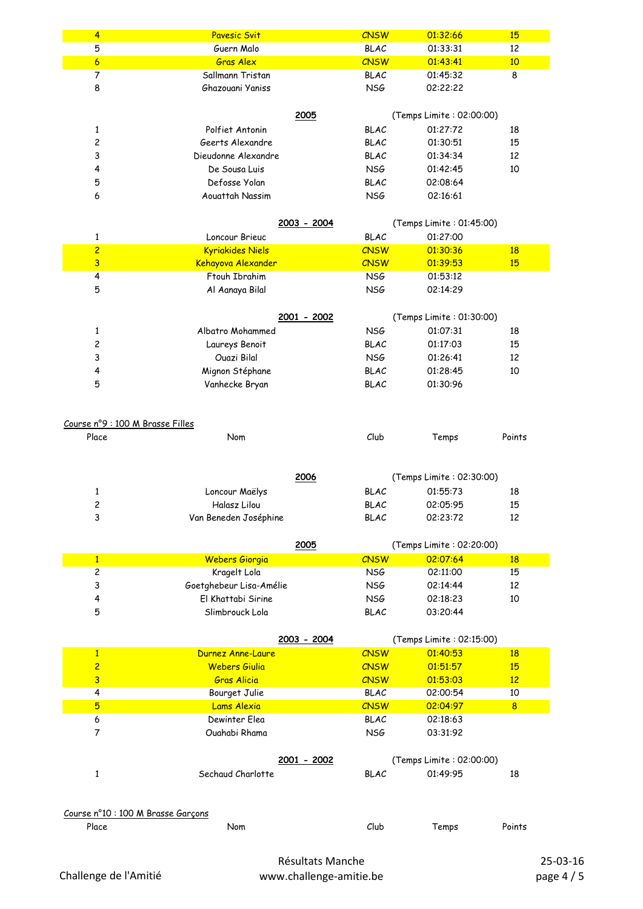| Place | Nom | Club | Temps | Points |
|---|---|---|---|---|
| 4 | Pavesic Svit | CNSW | 01:32:66 | 15 |
| 5 | Guern Malo | BLAC | 01:33:31 | 12 |
| 6 | Gras Alex | CNSW | 01:43:41 | 10 |
| 7 | Sallmann Tristan | BLAC | 01:45:32 | 8 |
| 8 | Ghazouani Yaniss | NSG | 02:22:22 | |

**2005** (Temps Limite : 02:00:00)

| Place | Nom | Club | Temps | Points |
|---|---|---|---|---|
| 1 | Polfiet Antonin | BLAC | 01:27:72 | 18 |
| 2 | Geerts Alexandre | BLAC | 01:30:51 | 15 |
| 3 | Dieudonne Alexandre | BLAC | 01:34:34 | 12 |
| 4 | De Sousa Luis | NSG | 01:42:45 | 10 |
| 5 | Defosse Yolan | BLAC | 02:08:64 | |
| 6 | Aouattah Nassim | NSG | 02:16:61 | |

**2003 - 2004** (Temps Limite : 01:45:00)

| Place | Nom | Club | Temps | Points |
|---|---|---|---|---|
| 1 | Loncour Brieuc | BLAC | 01:27:00 | |
| 2 | Kyriakides Niels | CNSW | 01:30:36 | 18 |
| 3 | Kehayova Alexander | CNSW | 01:39:53 | 15 |
| 4 | Ftouh Ibrahim | NSG | 01:53:12 | |
| 5 | Al Aanaya Bilal | NSG | 02:14:29 | |

**2001 - 2002** (Temps Limite : 01:30:00)

| Place | Nom | Club | Temps | Points |
|---|---|---|---|---|
| 1 | Albatro Mohammed | NSG | 01:07:31 | 18 |
| 2 | Laureys Benoit | BLAC | 01:17:03 | 15 |
| 3 | Ouazi Bilal | NSG | 01:26:41 | 12 |
| 4 | Mignon Stéphane | BLAC | 01:28:45 | 10 |
| 5 | Vanhecke Bryan | BLAC | 01:30:96 | |

## Course n°9 : 100 M Brasse Filles

**2006** (Temps Limite : 02:30:00)

| Place | Nom | Club | Temps | Points |
|---|---|---|---|---|
| 1 | Loncour Maëlys | BLAC | 01:55:73 | 18 |
| 2 | Halasz Lilou | BLAC | 02:05:95 | 15 |
| 3 | Van Beneden Joséphine | BLAC | 02:23:72 | 12 |

**2005** (Temps Limite : 02:20:00)

| Place | Nom | Club | Temps | Points |
|---|---|---|---|---|
| 1 | Webers Giorgia | CNSW | 02:07:64 | 18 |
| 2 | Kragelt Lola | NSG | 02:11:00 | 15 |
| 3 | Goetghebeur Lisa-Amélie | NSG | 02:14:44 | 12 |
| 4 | El Khattabi Sirine | NSG | 02:18:23 | 10 |
| 5 | Slimbrouck Lola | BLAC | 03:20:44 | |

**2003 - 2004** (Temps Limite : 02:15:00)

| Place | Nom | Club | Temps | Points |
|---|---|---|---|---|
| 1 | Durnez Anne-Laure | CNSW | 01:40:53 | 18 |
| 2 | Webers Giulia | CNSW | 01:51:57 | 15 |
| 3 | Gras Alicia | CNSW | 01:53:03 | 12 |
| 4 | Bourget Julie | BLAC | 02:00:54 | 10 |
| 5 | Lams Alexia | CNSW | 02:04:97 | 8 |
| 6 | Dewinter Elea | BLAC | 02:18:63 | |
| 7 | Ouahabi Rhama | NSG | 03:31:92 | |

**2001 - 2002** (Temps Limite : 02:00:00)

| Place | Nom | Club | Temps | Points |
|---|---|---|---|---|
| 1 | Sechaud Charlotte | BLAC | 01:49:95 | 18 |

## Course n°10 : 100 M Brasse Garçons

| Place | Nom | Club | Temps | Points |
|---|---|---|---|---|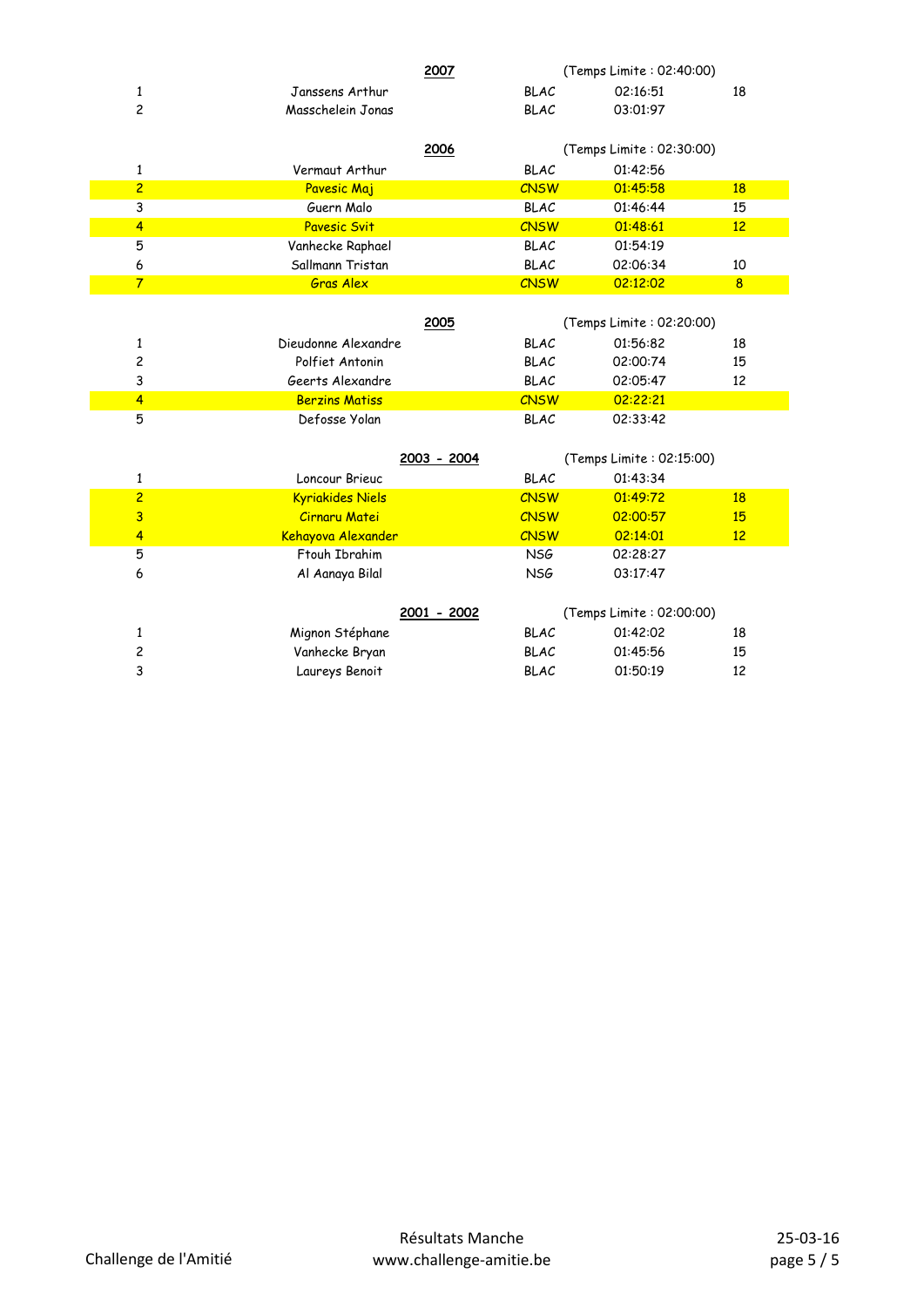| | | | | |
|---|---|---|---|---|
| | **2007** | | (Temps Limite : 02:40:00) | |
| 1 | Janssens Arthur | BLAC | 02:16:51 | 18 |
| 2 | Masschelein Jonas | BLAC | 03:01:97 | |

| | | | | |
|---|---|---|---|---|
| | **2006** | | (Temps Limite : 02:30:00) | |
| 1 | Vermaut Arthur | BLAC | 01:42:56 | |
| 2 | Pavesic Maj | CNSW | 01:45:58 | 18 |
| 3 | Guern Malo | BLAC | 01:46:44 | 15 |
| 4 | Pavesic Svit | CNSW | 01:48:61 | 12 |
| 5 | Vanhecke Raphael | BLAC | 01:54:19 | |
| 6 | Sallmann Tristan | BLAC | 02:06:34 | 10 |
| 7 | Gras Alex | CNSW | 02:12:02 | 8 |

| | | | | |
|---|---|---|---|---|
| | **2005** | | (Temps Limite : 02:20:00) | |
| 1 | Dieudonne Alexandre | BLAC | 01:56:82 | 18 |
| 2 | Polfiet Antonin | BLAC | 02:00:74 | 15 |
| 3 | Geerts Alexandre | BLAC | 02:05:47 | 12 |
| 4 | Berzins Matiss | CNSW | 02:22:21 | |
| 5 | Defosse Yolan | BLAC | 02:33:42 | |

| | | | | |
|---|---|---|---|---|
| | **2003 - 2004** | | (Temps Limite : 02:15:00) | |
| 1 | Loncour Brieuc | BLAC | 01:43:34 | |
| 2 | Kyriakides Niels | CNSW | 01:49:72 | 18 |
| 3 | Cirnaru Matei | CNSW | 02:00:57 | 15 |
| 4 | Kehayova Alexander | CNSW | 02:14:01 | 12 |
| 5 | Ftouh Ibrahim | NSG | 02:28:27 | |
| 6 | Al Aanaya Bilal | NSG | 03:17:47 | |

| | | | | |
|---|---|---|---|---|
| | **2001 - 2002** | | (Temps Limite : 02:00:00) | |
| 1 | Mignon Stéphane | BLAC | 01:42:02 | 18 |
| 2 | Vanhecke Bryan | BLAC | 01:45:56 | 15 |
| 3 | Laureys Benoit | BLAC | 01:50:19 | 12 |